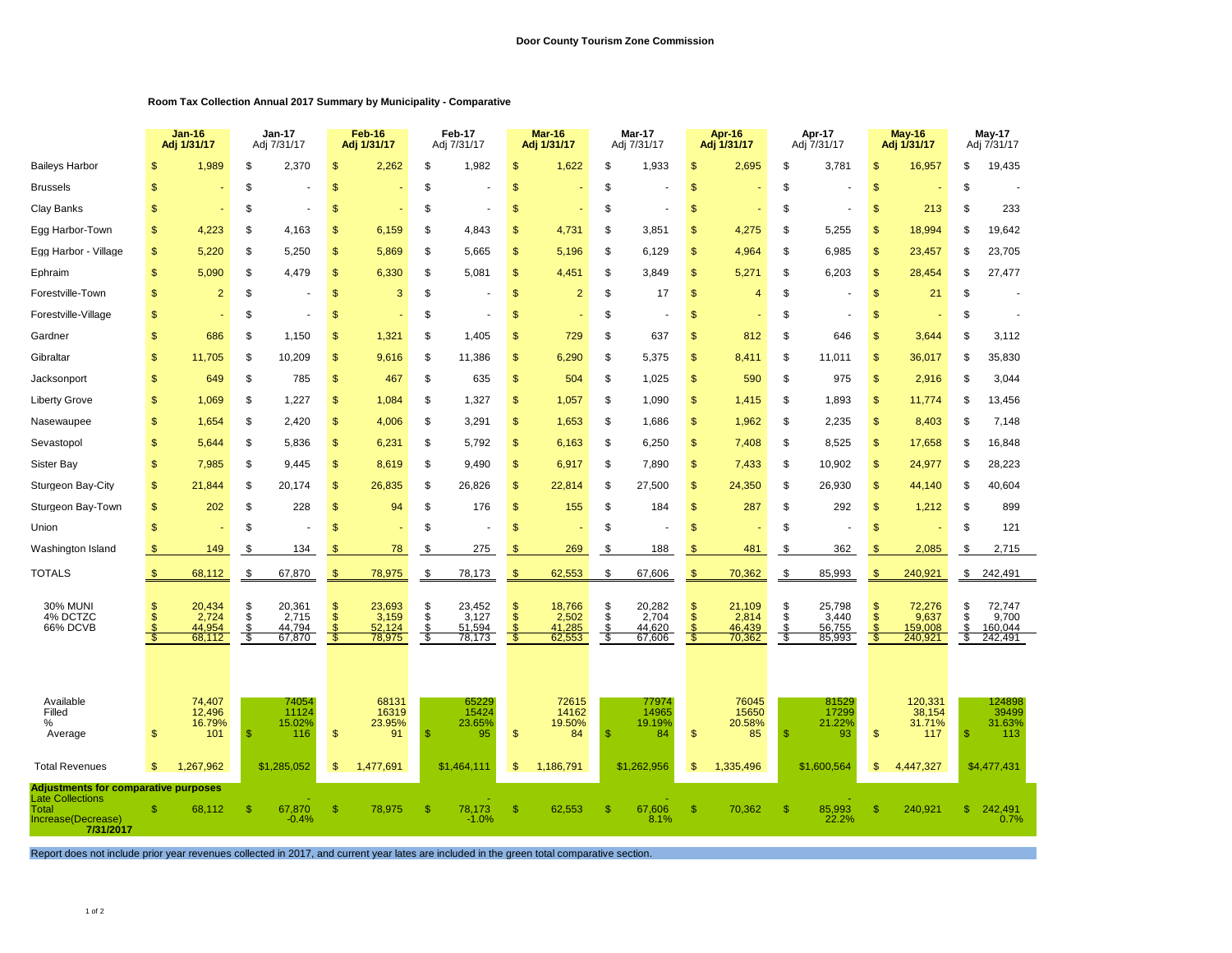**Door County Tourism Zone Commission**

**Room Tax Collection Annual 2017 Summary by Municipality - Comparative**

| | Jan-16 Adj 1/31/17 | Jan-17 Adj 7/31/17 | Feb-16 Adj 1/31/17 | Feb-17 Adj 7/31/17 | Mar-16 Adj 1/31/17 | Mar-17 Adj 7/31/17 | Apr-16 Adj 1/31/17 | Apr-17 Adj 7/31/17 | May-16 Adj 1/31/17 | May-17 Adj 7/31/17 |
|---|---|---|---|---|---|---|---|---|---|---|
| Baileys Harbor | $ 1,989 | $ 2,370 | $ 2,262 | $ 1,982 | $ 1,622 | $ 1,933 | $ 2,695 | $ 3,781 | $ 16,957 | $ 19,435 |
| Brussels | $ - | $ - | $ - | $ - | $ - | $ - | $ - | $ - | $ - | $ - |
| Clay Banks | $ - | $ - | $ - | $ - | $ - | $ - | $ - | $ - | $ 213 | $ 233 |
| Egg Harbor-Town | $ 4,223 | $ 4,163 | $ 6,159 | $ 4,843 | $ 4,731 | $ 3,851 | $ 4,275 | $ 5,255 | $ 18,994 | $ 19,642 |
| Egg Harbor - Village | $ 5,220 | $ 5,250 | $ 5,869 | $ 5,665 | $ 5,196 | $ 6,129 | $ 4,964 | $ 6,985 | $ 23,457 | $ 23,705 |
| Ephraim | $ 5,090 | $ 4,479 | $ 6,330 | $ 5,081 | $ 4,451 | $ 3,849 | $ 5,271 | $ 6,203 | $ 28,454 | $ 27,477 |
| Forestville-Town | $ 2 | $ - | $ 3 | $ - | $ 2 | $ 17 | $ 4 | $ - | $ 21 | $ - |
| Forestville-Village | $ - | $ - | $ - | $ - | $ - | $ - | $ - | $ - | $ - | $ - |
| Gardner | $ 686 | $ 1,150 | $ 1,321 | $ 1,405 | $ 729 | $ 637 | $ 812 | $ 646 | $ 3,644 | $ 3,112 |
| Gibraltar | $ 11,705 | $ 10,209 | $ 9,616 | $ 11,386 | $ 6,290 | $ 5,375 | $ 8,411 | $ 11,011 | $ 36,017 | $ 35,830 |
| Jacksonport | $ 649 | $ 785 | $ 467 | $ 635 | $ 504 | $ 1,025 | $ 590 | $ 975 | $ 2,916 | $ 3,044 |
| Liberty Grove | $ 1,069 | $ 1,227 | $ 1,084 | $ 1,327 | $ 1,057 | $ 1,090 | $ 1,415 | $ 1,893 | $ 11,774 | $ 13,456 |
| Nasewaupee | $ 1,654 | $ 2,420 | $ 4,006 | $ 3,291 | $ 1,653 | $ 1,686 | $ 1,962 | $ 2,235 | $ 8,403 | $ 7,148 |
| Sevastopol | $ 5,644 | $ 5,836 | $ 6,231 | $ 5,792 | $ 6,163 | $ 6,250 | $ 7,408 | $ 8,525 | $ 17,658 | $ 16,848 |
| Sister Bay | $ 7,985 | $ 9,445 | $ 8,619 | $ 9,490 | $ 6,917 | $ 7,890 | $ 7,433 | $ 10,902 | $ 24,977 | $ 28,223 |
| Sturgeon Bay-City | $ 21,844 | $ 20,174 | $ 26,835 | $ 26,826 | $ 22,814 | $ 27,500 | $ 24,350 | $ 26,930 | $ 44,140 | $ 40,604 |
| Sturgeon Bay-Town | $ 202 | $ 228 | $ 94 | $ 176 | $ 155 | $ 184 | $ 287 | $ 292 | $ 1,212 | $ 899 |
| Union | $ - | $ - | $ - | $ - | $ - | $ - | $ - | $ - | $ - | $ 121 |
| Washington Island | $ 149 | $ 134 | $ 78 | $ 275 | $ 269 | $ 188 | $ 481 | $ 362 | $ 2,085 | $ 2,715 |
| TOTALS | $ 68,112 | $ 67,870 | $ 78,975 | $ 78,173 | $ 62,553 | $ 67,606 | $ 70,362 | $ 85,993 | $ 240,921 | $ 242,491 |
| 30% MUNI | $ 20,434 | $ 20,361 | $ 23,693 | $ 23,452 | $ 18,766 | $ 20,282 | $ 21,109 | $ 25,798 | $ 72,276 | $ 72,747 |
| 4% DCTZC | $ 2,724 | $ 2,715 | $ 3,159 | $ 3,127 | $ 2,502 | $ 2,704 | $ 2,814 | $ 3,440 | $ 9,637 | $ 9,700 |
| 66% DCVB | $ 44,954 | $ 44,794 | $ 52,124 | $ 51,594 | $ 41,285 | $ 44,620 | $ 46,439 | $ 56,755 | $ 159,008 | $ 160,044 |
| | $ 68,112 | $ 67,870 | $ 78,975 | $ 78,173 | $ 62,553 | $ 67,606 | $ 70,362 | $ 85,993 | $ 240,921 | $ 242,491 |
| Available | 74,407 | 74054 | 68131 | 65229 | 72615 | 77974 | 76045 | 81529 | 120,331 | 124898 |
| Filled | 12,496 | 11124 | 16319 | 15424 | 14162 | 14965 | 15650 | 17299 | 38,154 | 39499 |
| % | 16.79% | 15.02% | 23.95% | 23.65% | 19.50% | 19.19% | 20.58% | 21.22% | 31.71% | 31.63% |
| Average | $ 101 | $ 116 | $ 91 | $ 95 | $ 84 | $ 84 | $ 85 | $ 93 | $ 117 | $ 113 |
| Total Revenues | $ 1,267,962 | $1,285,052 | $ 1,477,691 | $1,464,111 | $ 1,186,791 | $1,262,956 | $ 1,335,496 | $1,600,564 | $ 4,447,327 | $4,477,431 |
| **Adjustments for comparative purposes** | | | | | | | | | | |
| Late Collections | | - | | - | | - | | - | | |
| Total | $ 68,112 | $ 67,870 | $ 78,975 | $ 78,173 | $ 62,553 | $ 67,606 | $ 70,362 | $ 85,993 | $ 240,921 | $ 242,491 |
| Increase(Decrease) **7/31/2017** | | -0.4% | | -1.0% | | 8.1% | | 22.2% | | 0.7% |

Report does not include prior year revenues collected in 2017, and current year lates are included in the green total comparative section.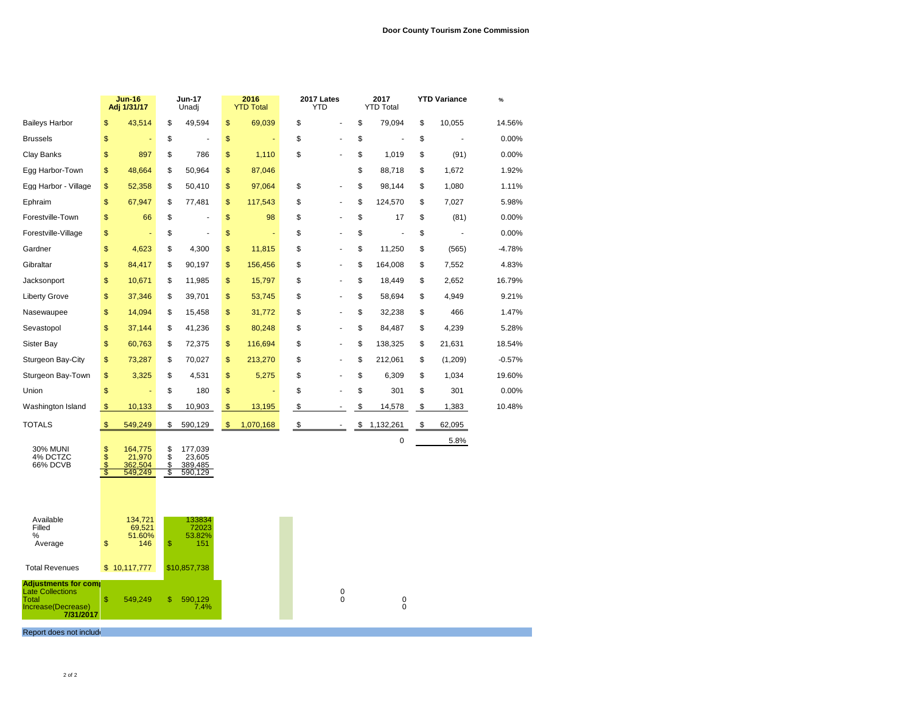**Door County Tourism Zone Commission**

| | Jun-16 Adj 1/31/17 | Jun-17 Unadj | 2016 YTD Total | 2017 Lates YTD | 2017 YTD Total | YTD Variance | % |
|---|---|---|---|---|---|---|---|
| Baileys Harbor | $ 43,514 | $ 49,594 | $ 69,039 | $ - | $ 79,094 | $ 10,055 | 14.56% |
| Brussels | $ - | $ - | $ - | $ - | $ - | $ - | 0.00% |
| Clay Banks | $ 897 | $ 786 | $ 1,110 | $ - | $ 1,019 | $ (91) | 0.00% |
| Egg Harbor-Town | $ 48,664 | $ 50,964 | $ 87,046 | | $ 88,718 | $ 1,672 | 1.92% |
| Egg Harbor - Village | $ 52,358 | $ 50,410 | $ 97,064 | $ - | $ 98,144 | $ 1,080 | 1.11% |
| Ephraim | $ 67,947 | $ 77,481 | $ 117,543 | $ - | $ 124,570 | $ 7,027 | 5.98% |
| Forestville-Town | $ 66 | $ - | $ 98 | $ - | $ 17 | $ (81) | 0.00% |
| Forestville-Village | $ - | $ - | $ - | $ - | $ - | $ - | 0.00% |
| Gardner | $ 4,623 | $ 4,300 | $ 11,815 | $ - | $ 11,250 | $ (565) | -4.78% |
| Gibraltar | $ 84,417 | $ 90,197 | $ 156,456 | $ - | $ 164,008 | $ 7,552 | 4.83% |
| Jacksonport | $ 10,671 | $ 11,985 | $ 15,797 | $ - | $ 18,449 | $ 2,652 | 16.79% |
| Liberty Grove | $ 37,346 | $ 39,701 | $ 53,745 | $ - | $ 58,694 | $ 4,949 | 9.21% |
| Nasewaupee | $ 14,094 | $ 15,458 | $ 31,772 | $ - | $ 32,238 | $ 466 | 1.47% |
| Sevastopol | $ 37,144 | $ 41,236 | $ 80,248 | $ - | $ 84,487 | $ 4,239 | 5.28% |
| Sister Bay | $ 60,763 | $ 72,375 | $ 116,694 | $ - | $ 138,325 | $ 21,631 | 18.54% |
| Sturgeon Bay-City | $ 73,287 | $ 70,027 | $ 213,270 | $ - | $ 212,061 | $ (1,209) | -0.57% |
| Sturgeon Bay-Town | $ 3,325 | $ 4,531 | $ 5,275 | $ - | $ 6,309 | $ 1,034 | 19.60% |
| Union | $ - | $ 180 | $ - | $ - | $ 301 | $ 301 | 0.00% |
| Washington Island | $ 10,133 | $ 10,903 | $ 13,195 | $ - | $ 14,578 | $ 1,383 | 10.48% |
| TOTALS | $ 549,249 | $ 590,129 | $ 1,070,168 | $ - | $ 1,132,261 | $ 62,095 | |
| | | | | | 0 | 5.8% | |
| 30% MUNI | $ 164,775 | $ 177,039 | | | | | |
| 4% DCTZC | $ 21,970 | $ 23,605 | | | | | |
| 66% DCVB | $ 362,504 | $ 389,485 | | | | | |
| | $ 549,249 | $ 590,129 | | | | | |
| Available | 134,721 | 133834 | | | | | |
| Filled | 69,521 | 72023 | | | | | |
| % | 51.60% | 53.82% | | | | | |
| Average | $ 146 | $ 151 | | | | | |
| Total Revenues | $ 10,117,777 | $10,857,738 | | | | | |
| Adjustments for comp | | | | | | | |
| Late Collections | | | | 0 | | | |
| Total | $ 549,249 | $ 590,129 | | 0 | 0 | | |
| Increase(Decrease) | | 7.4% | | | 0 | | |
| 7/31/2017 | | | | | | | |

Report does not includ